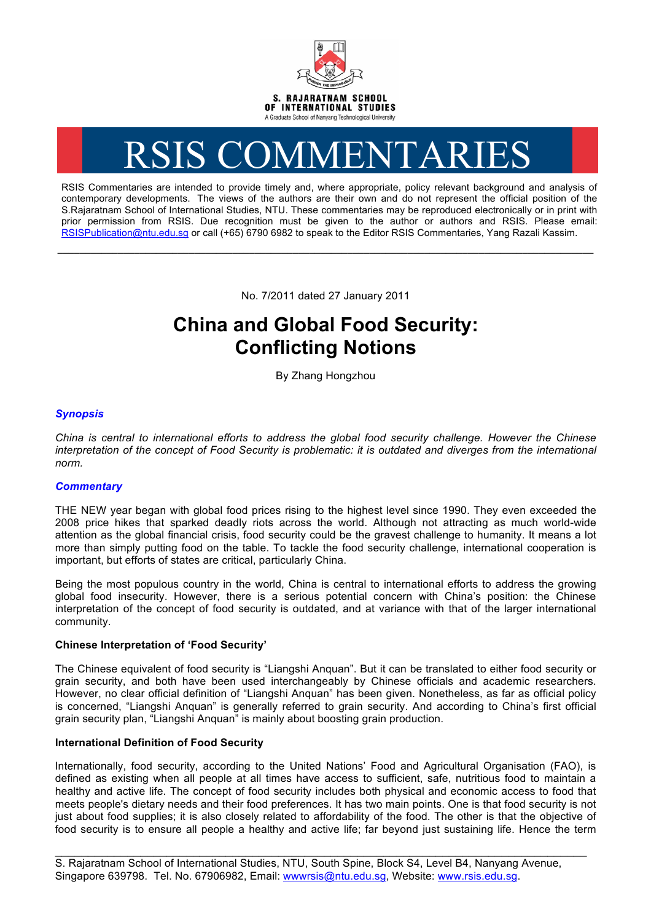S. RAJARATNAM SCHOOL OF INTERNATIONAL STUDIES

A Graduate School of Nanyang Technological University

# RSIS COMMENTARIES

RSIS Commentaries are intended to provide timely and, where appropriate, policy relevant background and analysis of contemporary developments. The views of the authors are their own and do not represent the official position of the S.Rajaratnam School of International Studies, NTU. These commentaries may be reproduced electronically or in print with prior permission from RSIS. Due recognition must be given to the author or authors and RSIS. Please email: RSISPublication@ntu.edu.sg or call (+65) 6790 6982 to speak to the Editor RSIS Commentaries, Yang Razali Kassim.

---

No. 7/2011 dated 27 January 2011

# China and Global Food Security: Conflicting Notions

By Zhang Hongzhou

### *Synopsis*

*China is central to international efforts to address the global food security challenge. However the Chinese interpretation of the concept of Food Security is problematic: it is outdated and diverges from the international norm.*

### *Commentary*

THE NEW year began with global food prices rising to the highest level since 1990. They even exceeded the 2008 price hikes that sparked deadly riots across the world. Although not attracting as much world-wide attention as the global financial crisis, food security could be the gravest challenge to humanity. It means a lot more than simply putting food on the table. To tackle the food security challenge, international cooperation is important, but efforts of states are critical, particularly China.

Being the most populous country in the world, China is central to international efforts to address the growing global food insecurity. However, there is a serious potential concern with China's position: the Chinese interpretation of the concept of food security is outdated, and at variance with that of the larger international community.

**Chinese Interpretation of 'Food Security'**

The Chinese equivalent of food security is "Liangshi Anquan". But it can be translated to either food security or grain security, and both have been used interchangeably by Chinese officials and academic researchers. However, no clear official definition of "Liangshi Anquan" has been given. Nonetheless, as far as official policy is concerned, "Liangshi Anquan" is generally referred to grain security. And according to China's first official grain security plan, "Liangshi Anquan" is mainly about boosting grain production.

**International Definition of Food Security**

Internationally, food security, according to the United Nations' Food and Agricultural Organisation (FAO), is defined as existing when all people at all times have access to sufficient, safe, nutritious food to maintain a healthy and active life. The concept of food security includes both physical and economic access to food that meets people's dietary needs and their food preferences. It has two main points. One is that food security is not just about food supplies; it is also closely related to affordability of the food. The other is that the objective of food security is to ensure all people a healthy and active life; far beyond just sustaining life. Hence the term

---

S. Rajaratnam School of International Studies, NTU, South Spine, Block S4, Level B4, Nanyang Avenue, Singapore 639798. Tel. No. 67906982, Email: wwwrsis@ntu.edu.sg, Website: www.rsis.edu.sg.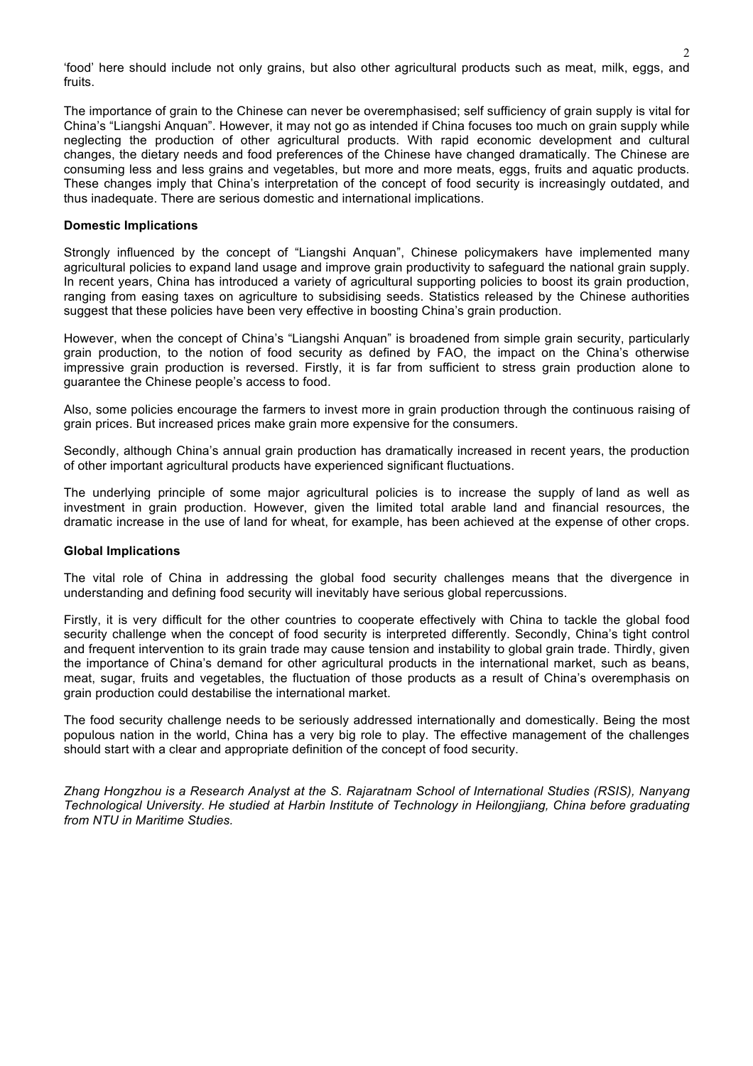'food' here should include not only grains, but also other agricultural products such as meat, milk, eggs, and fruits.

The importance of grain to the Chinese can never be overemphasised; self sufficiency of grain supply is vital for China's "Liangshi Anquan". However, it may not go as intended if China focuses too much on grain supply while neglecting the production of other agricultural products. With rapid economic development and cultural changes, the dietary needs and food preferences of the Chinese have changed dramatically. The Chinese are consuming less and less grains and vegetables, but more and more meats, eggs, fruits and aquatic products. These changes imply that China's interpretation of the concept of food security is increasingly outdated, and thus inadequate. There are serious domestic and international implications.

**Domestic Implications**

Strongly influenced by the concept of "Liangshi Anquan", Chinese policymakers have implemented many agricultural policies to expand land usage and improve grain productivity to safeguard the national grain supply. In recent years, China has introduced a variety of agricultural supporting policies to boost its grain production, ranging from easing taxes on agriculture to subsidising seeds. Statistics released by the Chinese authorities suggest that these policies have been very effective in boosting China's grain production.

However, when the concept of China's "Liangshi Anquan" is broadened from simple grain security, particularly grain production, to the notion of food security as defined by FAO, the impact on the China's otherwise impressive grain production is reversed. Firstly, it is far from sufficient to stress grain production alone to guarantee the Chinese people's access to food.

Also, some policies encourage the farmers to invest more in grain production through the continuous raising of grain prices. But increased prices make grain more expensive for the consumers.

Secondly, although China's annual grain production has dramatically increased in recent years, the production of other important agricultural products have experienced significant fluctuations.

The underlying principle of some major agricultural policies is to increase the supply of land as well as investment in grain production. However, given the limited total arable land and financial resources, the dramatic increase in the use of land for wheat, for example, has been achieved at the expense of other crops.

**Global Implications**

The vital role of China in addressing the global food security challenges means that the divergence in understanding and defining food security will inevitably have serious global repercussions.

Firstly, it is very difficult for the other countries to cooperate effectively with China to tackle the global food security challenge when the concept of food security is interpreted differently. Secondly, China's tight control and frequent intervention to its grain trade may cause tension and instability to global grain trade. Thirdly, given the importance of China's demand for other agricultural products in the international market, such as beans, meat, sugar, fruits and vegetables, the fluctuation of those products as a result of China's overemphasis on grain production could destabilise the international market.

The food security challenge needs to be seriously addressed internationally and domestically. Being the most populous nation in the world, China has a very big role to play. The effective management of the challenges should start with a clear and appropriate definition of the concept of food security.

*Zhang Hongzhou is a Research Analyst at the S. Rajaratnam School of International Studies (RSIS), Nanyang Technological University. He studied at Harbin Institute of Technology in Heilongjiang, China before graduating from NTU in Maritime Studies.*